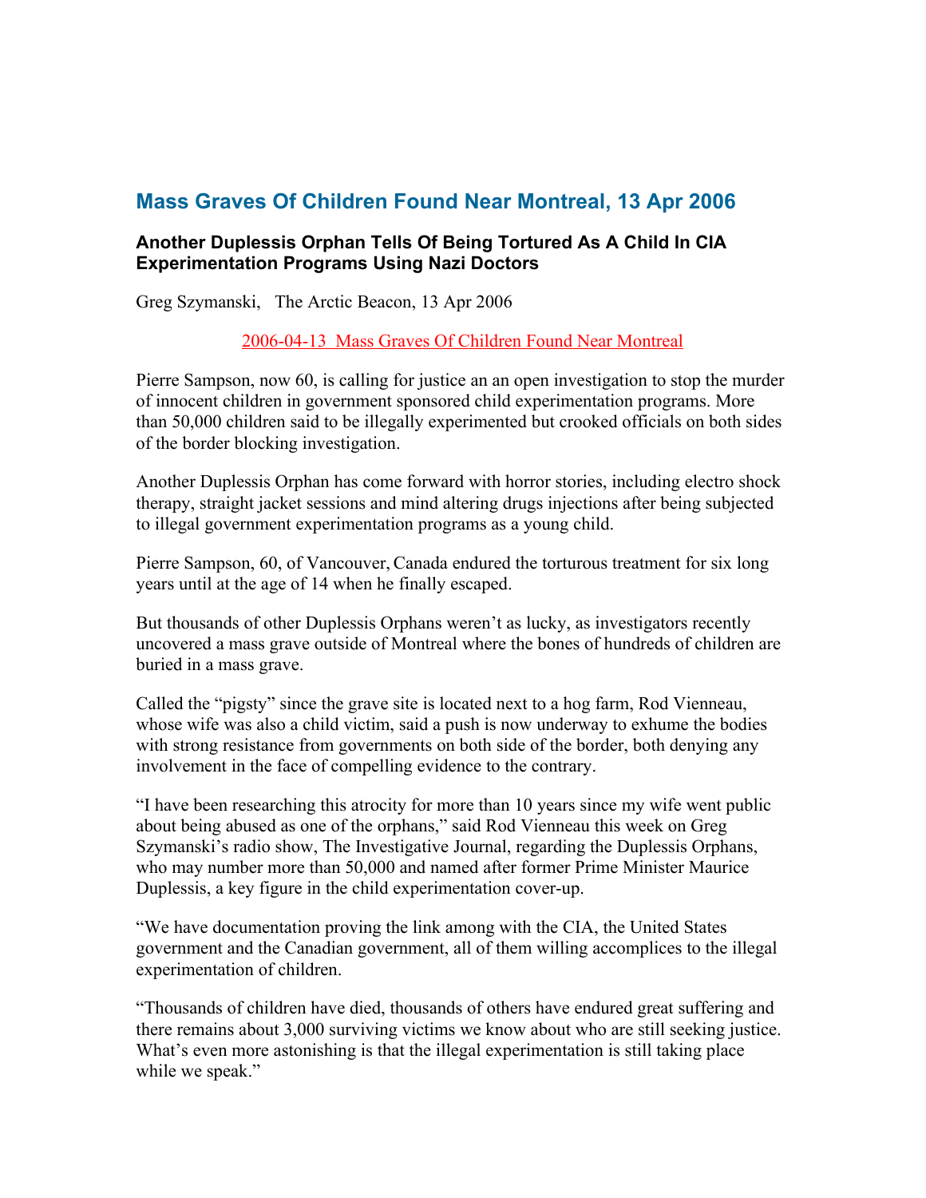# Mass Graves Of Children Found Near Montreal, 13 Apr 2006

### Another Duplessis Orphan Tells Of Being Tortured As A Child In CIA Experimentation Programs Using Nazi Doctors

Greg Szymanski,   The Arctic Beacon, 13 Apr 2006

2006-04-13  Mass Graves Of Children Found Near Montreal

Pierre Sampson, now 60, is calling for justice an an open investigation to stop the murder of innocent children in government sponsored child experimentation programs. More than 50,000 children said to be illegally experimented but crooked officials on both sides of the border blocking investigation.

Another Duplessis Orphan has come forward with horror stories, including electro shock therapy, straight jacket sessions and mind altering drugs injections after being subjected to illegal government experimentation programs as a young child.

Pierre Sampson, 60, of Vancouver, Canada endured the torturous treatment for six long years until at the age of 14 when he finally escaped.

But thousands of other Duplessis Orphans weren't as lucky, as investigators recently uncovered a mass grave outside of Montreal where the bones of hundreds of children are buried in a mass grave.

Called the "pigsty" since the grave site is located next to a hog farm, Rod Vienneau, whose wife was also a child victim, said a push is now underway to exhume the bodies with strong resistance from governments on both side of the border, both denying any involvement in the face of compelling evidence to the contrary.

"I have been researching this atrocity for more than 10 years since my wife went public about being abused as one of the orphans," said Rod Vienneau this week on Greg Szymanski's radio show, The Investigative Journal, regarding the Duplessis Orphans, who may number more than 50,000 and named after former Prime Minister Maurice Duplessis, a key figure in the child experimentation cover-up.

"We have documentation proving the link among with the CIA, the United States government and the Canadian government, all of them willing accomplices to the illegal experimentation of children.

"Thousands of children have died, thousands of others have endured great suffering and there remains about 3,000 surviving victims we know about who are still seeking justice. What's even more astonishing is that the illegal experimentation is still taking place while we speak."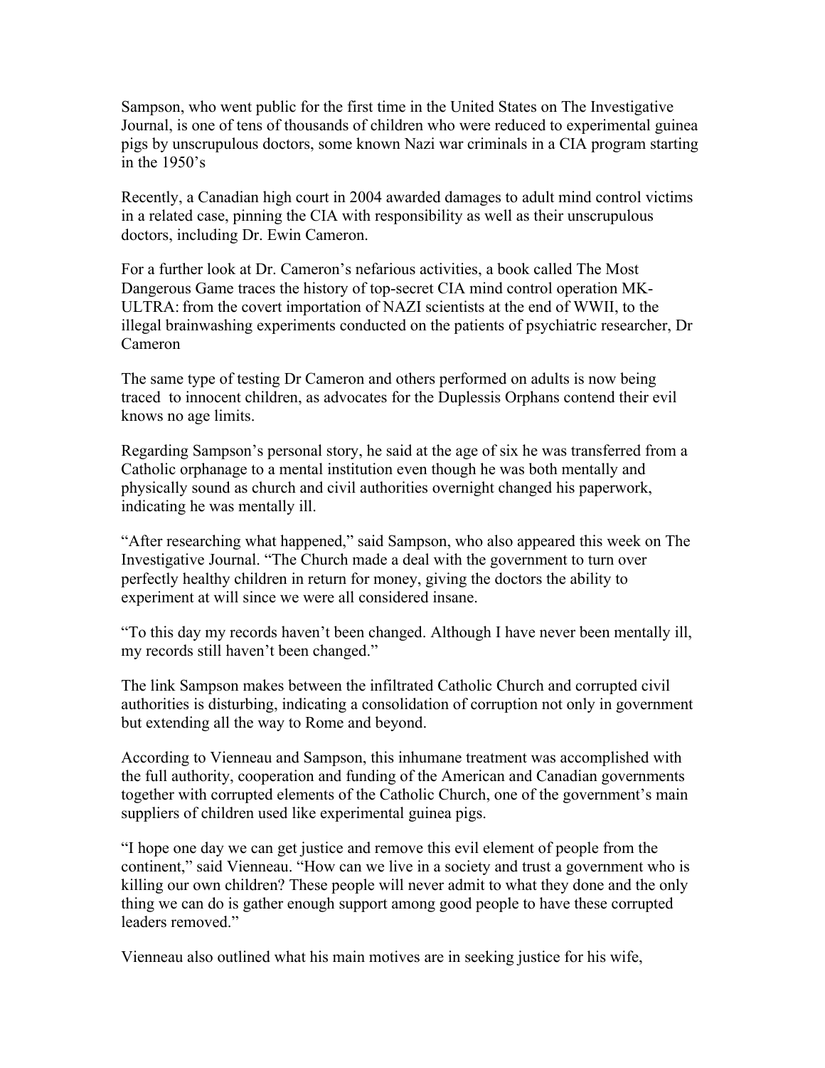Sampson, who went public for the first time in the United States on The Investigative Journal, is one of tens of thousands of children who were reduced to experimental guinea pigs by unscrupulous doctors, some known Nazi war criminals in a CIA program starting in the 1950's

Recently, a Canadian high court in 2004 awarded damages to adult mind control victims in a related case, pinning the CIA with responsibility as well as their unscrupulous doctors, including Dr. Ewin Cameron.

For a further look at Dr. Cameron's nefarious activities, a book called The Most Dangerous Game traces the history of top-secret CIA mind control operation MK-ULTRA: from the covert importation of NAZI scientists at the end of WWII, to the illegal brainwashing experiments conducted on the patients of psychiatric researcher, Dr Cameron

The same type of testing Dr Cameron and others performed on adults is now being traced to innocent children, as advocates for the Duplessis Orphans contend their evil knows no age limits.

Regarding Sampson's personal story, he said at the age of six he was transferred from a Catholic orphanage to a mental institution even though he was both mentally and physically sound as church and civil authorities overnight changed his paperwork, indicating he was mentally ill.

"After researching what happened," said Sampson, who also appeared this week on The Investigative Journal. "The Church made a deal with the government to turn over perfectly healthy children in return for money, giving the doctors the ability to experiment at will since we were all considered insane.

"To this day my records haven't been changed. Although I have never been mentally ill, my records still haven't been changed."

The link Sampson makes between the infiltrated Catholic Church and corrupted civil authorities is disturbing, indicating a consolidation of corruption not only in government but extending all the way to Rome and beyond.

According to Vienneau and Sampson, this inhumane treatment was accomplished with the full authority, cooperation and funding of the American and Canadian governments together with corrupted elements of the Catholic Church, one of the government's main suppliers of children used like experimental guinea pigs.

"I hope one day we can get justice and remove this evil element of people from the continent," said Vienneau. "How can we live in a society and trust a government who is killing our own children? These people will never admit to what they done and the only thing we can do is gather enough support among good people to have these corrupted leaders removed."

Vienneau also outlined what his main motives are in seeking justice for his wife,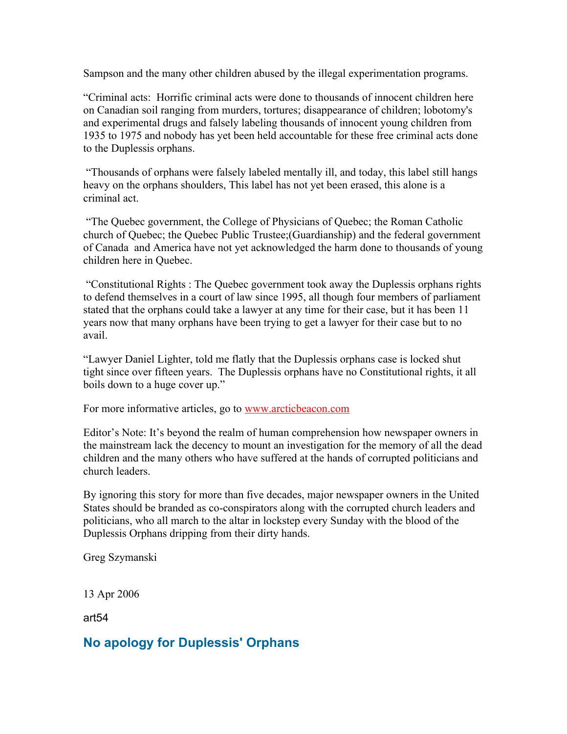Sampson and the many other children abused by the illegal experimentation programs.

"Criminal acts:  Horrific criminal acts were done to thousands of innocent children here on Canadian soil ranging from murders, tortures; disappearance of children; lobotomy's and experimental drugs and falsely labeling thousands of innocent young children from 1935 to 1975 and nobody has yet been held accountable for these free criminal acts done to the Duplessis orphans.

"Thousands of orphans were falsely labeled mentally ill, and today, this label still hangs heavy on the orphans shoulders, This label has not yet been erased, this alone is a criminal act.

"The Quebec government, the College of Physicians of Quebec; the Roman Catholic church of Quebec; the Quebec Public Trustee;(Guardianship) and the federal government of Canada  and America have not yet acknowledged the harm done to thousands of young children here in Quebec.

"Constitutional Rights : The Quebec government took away the Duplessis orphans rights to defend themselves in a court of law since 1995, all though four members of parliament stated that the orphans could take a lawyer at any time for their case, but it has been 11 years now that many orphans have been trying to get a lawyer for their case but to no avail.

"Lawyer Daniel Lighter, told me flatly that the Duplessis orphans case is locked shut tight since over fifteen years.  The Duplessis orphans have no Constitutional rights, it all boils down to a huge cover up."

For more informative articles, go to [www.arcticbeacon.com](http://www.arcticbeacon.com)

Editor's Note: It's beyond the realm of human comprehension how newspaper owners in the mainstream lack the decency to mount an investigation for the memory of all the dead children and the many others who have suffered at the hands of corrupted politicians and church leaders.

By ignoring this story for more than five decades, major newspaper owners in the United States should be branded as co-conspirators along with the corrupted church leaders and politicians, who all march to the altar in lockstep every Sunday with the blood of the Duplessis Orphans dripping from their dirty hands.

Greg Szymanski

13 Apr 2006

art54

## No apology for Duplessis' Orphans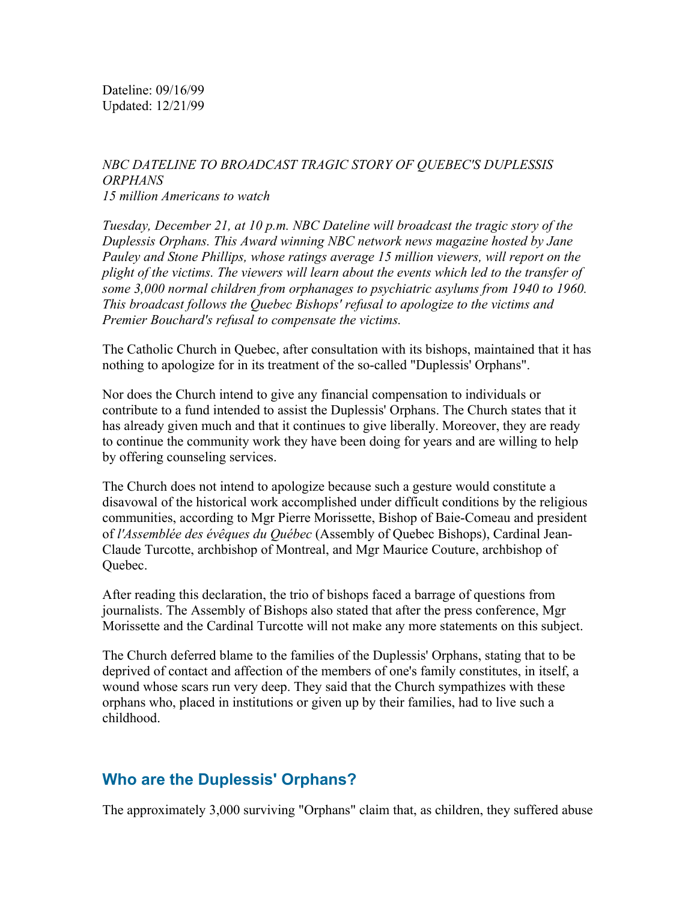Dateline: 09/16/99
Updated: 12/21/99

*NBC DATELINE TO BROADCAST TRAGIC STORY OF QUEBEC'S DUPLESSIS ORPHANS*
*15 million Americans to watch*

*Tuesday, December 21, at 10 p.m. NBC Dateline will broadcast the tragic story of the Duplessis Orphans. This Award winning NBC network news magazine hosted by Jane Pauley and Stone Phillips, whose ratings average 15 million viewers, will report on the plight of the victims. The viewers will learn about the events which led to the transfer of some 3,000 normal children from orphanages to psychiatric asylums from 1940 to 1960. This broadcast follows the Quebec Bishops' refusal to apologize to the victims and Premier Bouchard's refusal to compensate the victims.*

The Catholic Church in Quebec, after consultation with its bishops, maintained that it has nothing to apologize for in its treatment of the so-called "Duplessis' Orphans".

Nor does the Church intend to give any financial compensation to individuals or contribute to a fund intended to assist the Duplessis' Orphans. The Church states that it has already given much and that it continues to give liberally. Moreover, they are ready to continue the community work they have been doing for years and are willing to help by offering counseling services.

The Church does not intend to apologize because such a gesture would constitute a disavowal of the historical work accomplished under difficult conditions by the religious communities, according to Mgr Pierre Morissette, Bishop of Baie-Comeau and president of *l'Assemblée des évêques du Québec* (Assembly of Quebec Bishops), Cardinal Jean-Claude Turcotte, archbishop of Montreal, and Mgr Maurice Couture, archbishop of Quebec.

After reading this declaration, the trio of bishops faced a barrage of questions from journalists. The Assembly of Bishops also stated that after the press conference, Mgr Morissette and the Cardinal Turcotte will not make any more statements on this subject.

The Church deferred blame to the families of the Duplessis' Orphans, stating that to be deprived of contact and affection of the members of one's family constitutes, in itself, a wound whose scars run very deep. They said that the Church sympathizes with these orphans who, placed in institutions or given up by their families, had to live such a childhood.

## Who are the Duplessis' Orphans?

The approximately 3,000 surviving "Orphans" claim that, as children, they suffered abuse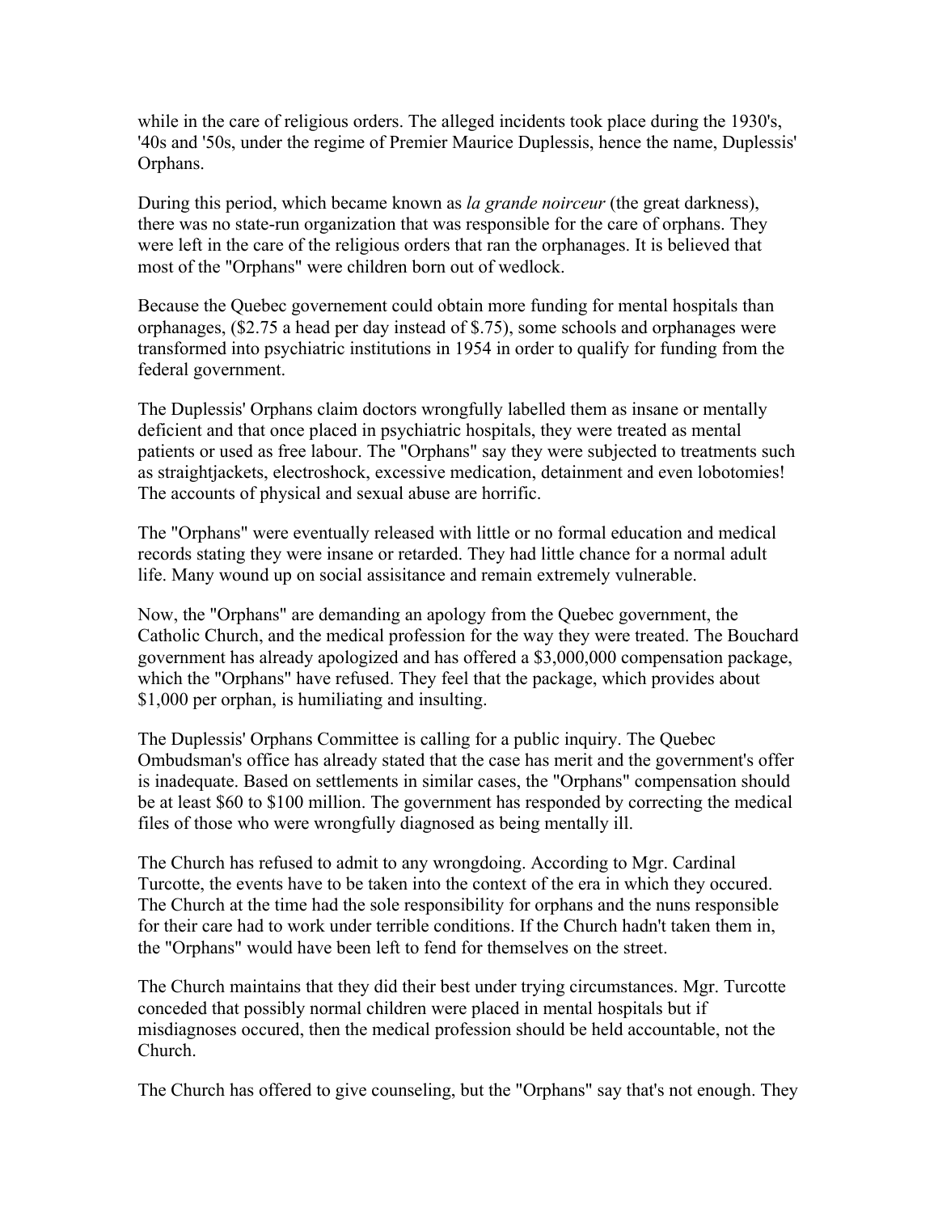while in the care of religious orders. The alleged incidents took place during the 1930's, '40s and '50s, under the regime of Premier Maurice Duplessis, hence the name, Duplessis' Orphans.

During this period, which became known as *la grande noirceur* (the great darkness), there was no state-run organization that was responsible for the care of orphans. They were left in the care of the religious orders that ran the orphanages. It is believed that most of the "Orphans" were children born out of wedlock.

Because the Quebec governement could obtain more funding for mental hospitals than orphanages, ($2.75 a head per day instead of $.75), some schools and orphanages were transformed into psychiatric institutions in 1954 in order to qualify for funding from the federal government.

The Duplessis' Orphans claim doctors wrongfully labelled them as insane or mentally deficient and that once placed in psychiatric hospitals, they were treated as mental patients or used as free labour. The "Orphans" say they were subjected to treatments such as straightjackets, electroshock, excessive medication, detainment and even lobotomies! The accounts of physical and sexual abuse are horrific.

The "Orphans" were eventually released with little or no formal education and medical records stating they were insane or retarded. They had little chance for a normal adult life. Many wound up on social assisitance and remain extremely vulnerable.

Now, the "Orphans" are demanding an apology from the Quebec government, the Catholic Church, and the medical profession for the way they were treated. The Bouchard government has already apologized and has offered a $3,000,000 compensation package, which the "Orphans" have refused. They feel that the package, which provides about $1,000 per orphan, is humiliating and insulting.

The Duplessis' Orphans Committee is calling for a public inquiry. The Quebec Ombudsman's office has already stated that the case has merit and the government's offer is inadequate. Based on settlements in similar cases, the "Orphans" compensation should be at least $60 to $100 million. The government has responded by correcting the medical files of those who were wrongfully diagnosed as being mentally ill.

The Church has refused to admit to any wrongdoing. According to Mgr. Cardinal Turcotte, the events have to be taken into the context of the era in which they occured. The Church at the time had the sole responsibility for orphans and the nuns responsible for their care had to work under terrible conditions. If the Church hadn't taken them in, the "Orphans" would have been left to fend for themselves on the street.

The Church maintains that they did their best under trying circumstances. Mgr. Turcotte conceded that possibly normal children were placed in mental hospitals but if misdiagnoses occured, then the medical profession should be held accountable, not the Church.

The Church has offered to give counseling, but the "Orphans" say that's not enough. They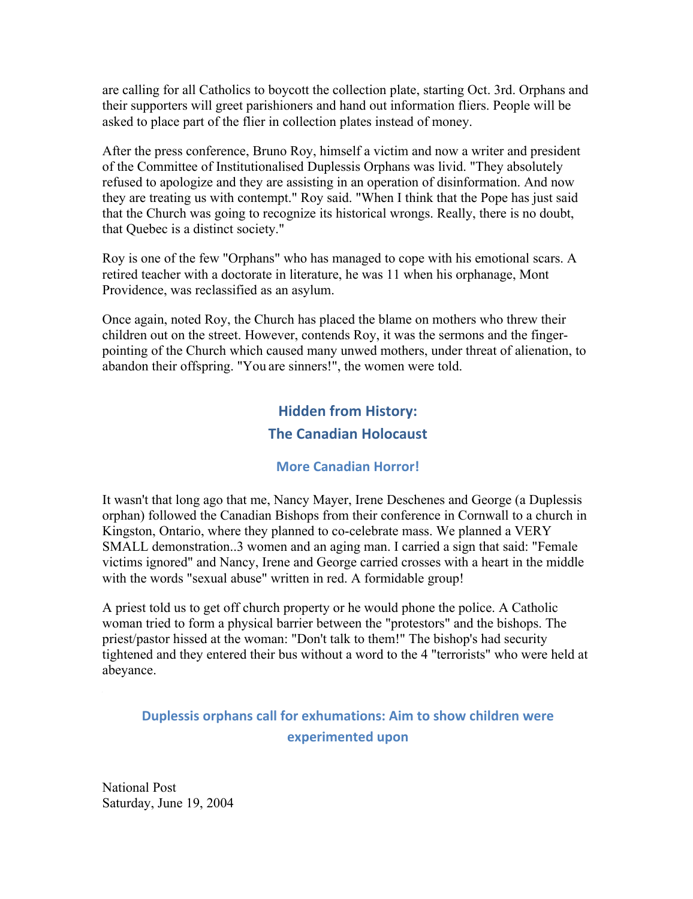are calling for all Catholics to boycott the collection plate, starting Oct. 3rd. Orphans and their supporters will greet parishioners and hand out information fliers. People will be asked to place part of the flier in collection plates instead of money.

After the press conference, Bruno Roy, himself a victim and now a writer and president of the Committee of Institutionalised Duplessis Orphans was livid. "They absolutely refused to apologize and they are assisting in an operation of disinformation. And now they are treating us with contempt." Roy said. "When I think that the Pope has just said that the Church was going to recognize its historical wrongs. Really, there is no doubt, that Quebec is a distinct society."

Roy is one of the few "Orphans" who has managed to cope with his emotional scars. A retired teacher with a doctorate in literature, he was 11 when his orphanage, Mont Providence, was reclassified as an asylum.

Once again, noted Roy, the Church has placed the blame on mothers who threw their children out on the street. However, contends Roy, it was the sermons and the finger-pointing of the Church which caused many unwed mothers, under threat of alienation, to abandon their offspring. "You are sinners!", the women were told.

## Hidden from History:
## The Canadian Holocaust

### More Canadian Horror!

It wasn't that long ago that me, Nancy Mayer, Irene Deschenes and George (a Duplessis orphan) followed the Canadian Bishops from their conference in Cornwall to a church in Kingston, Ontario, where they planned to co-celebrate mass. We planned a VERY SMALL demonstration..3 women and an aging man. I carried a sign that said: "Female victims ignored" and Nancy, Irene and George carried crosses with a heart in the middle with the words "sexual abuse" written in red. A formidable group!

A priest told us to get off church property or he would phone the police. A Catholic woman tried to form a physical barrier between the "protestors" and the bishops. The priest/pastor hissed at the woman: "Don't talk to them!" The bishop's had security tightened and they entered their bus without a word to the 4 "terrorists" who were held at abeyance.

### Duplessis orphans call for exhumations: Aim to show children were experimented upon

National Post
Saturday, June 19, 2004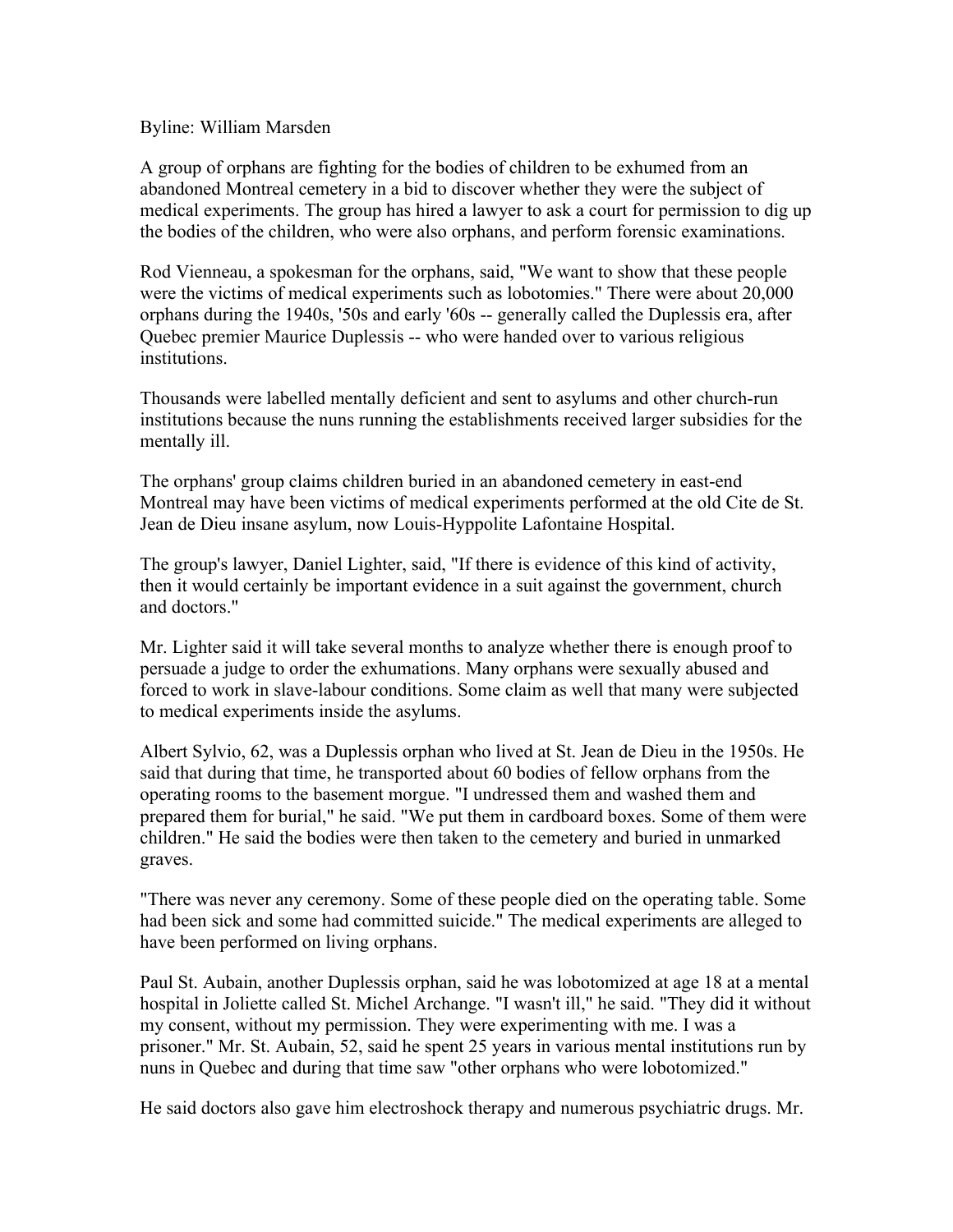Byline: William Marsden

A group of orphans are fighting for the bodies of children to be exhumed from an abandoned Montreal cemetery in a bid to discover whether they were the subject of medical experiments. The group has hired a lawyer to ask a court for permission to dig up the bodies of the children, who were also orphans, and perform forensic examinations.

Rod Vienneau, a spokesman for the orphans, said, "We want to show that these people were the victims of medical experiments such as lobotomies." There were about 20,000 orphans during the 1940s, '50s and early '60s -- generally called the Duplessis era, after Quebec premier Maurice Duplessis -- who were handed over to various religious institutions.

Thousands were labelled mentally deficient and sent to asylums and other church-run institutions because the nuns running the establishments received larger subsidies for the mentally ill.

The orphans' group claims children buried in an abandoned cemetery in east-end Montreal may have been victims of medical experiments performed at the old Cite de St. Jean de Dieu insane asylum, now Louis-Hyppolite Lafontaine Hospital.

The group's lawyer, Daniel Lighter, said, "If there is evidence of this kind of activity, then it would certainly be important evidence in a suit against the government, church and doctors."

Mr. Lighter said it will take several months to analyze whether there is enough proof to persuade a judge to order the exhumations. Many orphans were sexually abused and forced to work in slave-labour conditions. Some claim as well that many were subjected to medical experiments inside the asylums.

Albert Sylvio, 62, was a Duplessis orphan who lived at St. Jean de Dieu in the 1950s. He said that during that time, he transported about 60 bodies of fellow orphans from the operating rooms to the basement morgue. "I undressed them and washed them and prepared them for burial," he said. "We put them in cardboard boxes. Some of them were children." He said the bodies were then taken to the cemetery and buried in unmarked graves.

"There was never any ceremony. Some of these people died on the operating table. Some had been sick and some had committed suicide." The medical experiments are alleged to have been performed on living orphans.

Paul St. Aubain, another Duplessis orphan, said he was lobotomized at age 18 at a mental hospital in Joliette called St. Michel Archange. "I wasn't ill," he said. "They did it without my consent, without my permission. They were experimenting with me. I was a prisoner." Mr. St. Aubain, 52, said he spent 25 years in various mental institutions run by nuns in Quebec and during that time saw "other orphans who were lobotomized."

He said doctors also gave him electroshock therapy and numerous psychiatric drugs. Mr.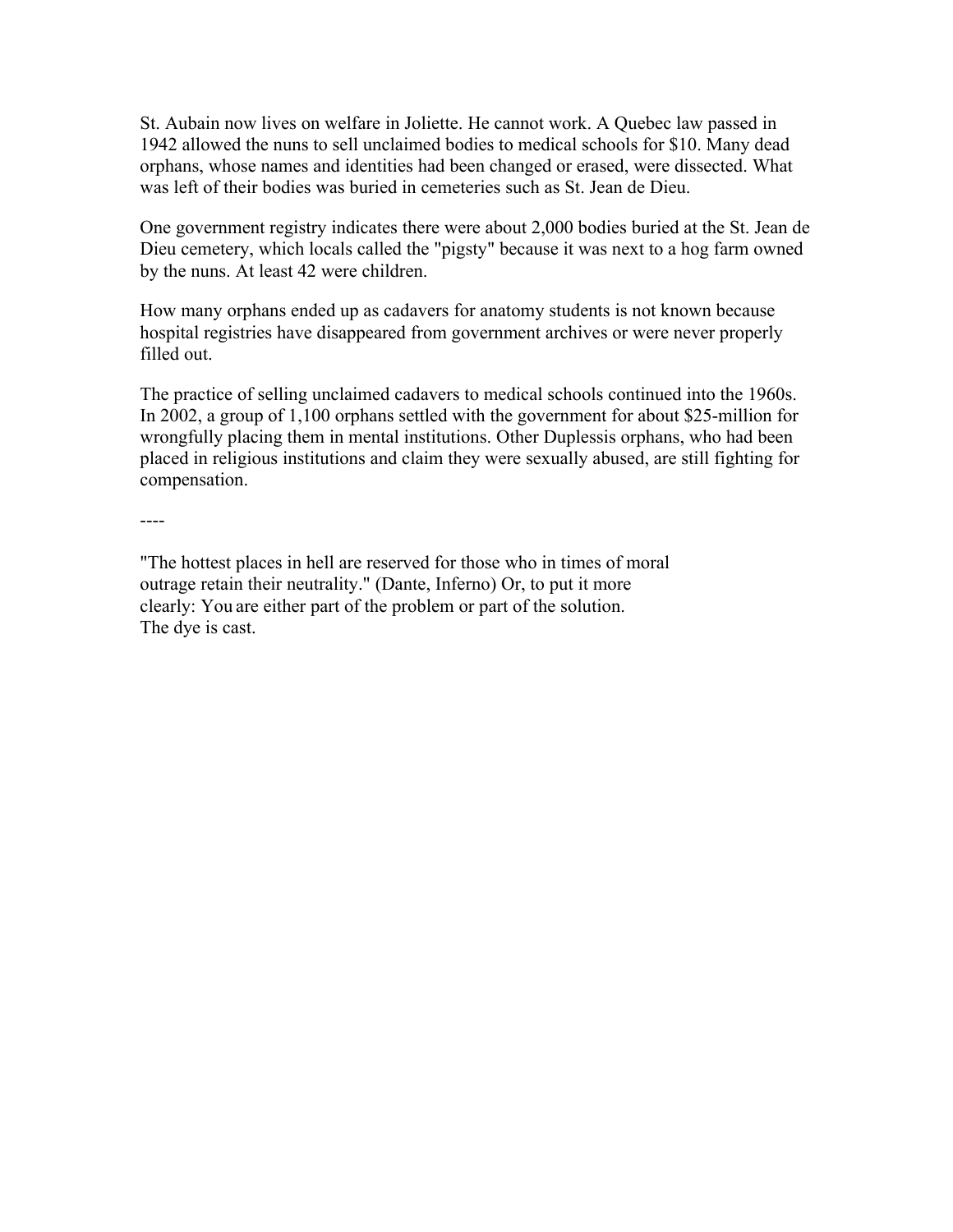St. Aubain now lives on welfare in Joliette. He cannot work. A Quebec law passed in 1942 allowed the nuns to sell unclaimed bodies to medical schools for $10. Many dead orphans, whose names and identities had been changed or erased, were dissected. What was left of their bodies was buried in cemeteries such as St. Jean de Dieu.

One government registry indicates there were about 2,000 bodies buried at the St. Jean de Dieu cemetery, which locals called the "pigsty" because it was next to a hog farm owned by the nuns. At least 42 were children.

How many orphans ended up as cadavers for anatomy students is not known because hospital registries have disappeared from government archives or were never properly filled out.

The practice of selling unclaimed cadavers to medical schools continued into the 1960s. In 2002, a group of 1,100 orphans settled with the government for about $25-million for wrongfully placing them in mental institutions. Other Duplessis orphans, who had been placed in religious institutions and claim they were sexually abused, are still fighting for compensation.

----

"The hottest places in hell are reserved for those who in times of moral outrage retain their neutrality." (Dante, Inferno) Or, to put it more clearly: You are either part of the problem or part of the solution. The dye is cast.